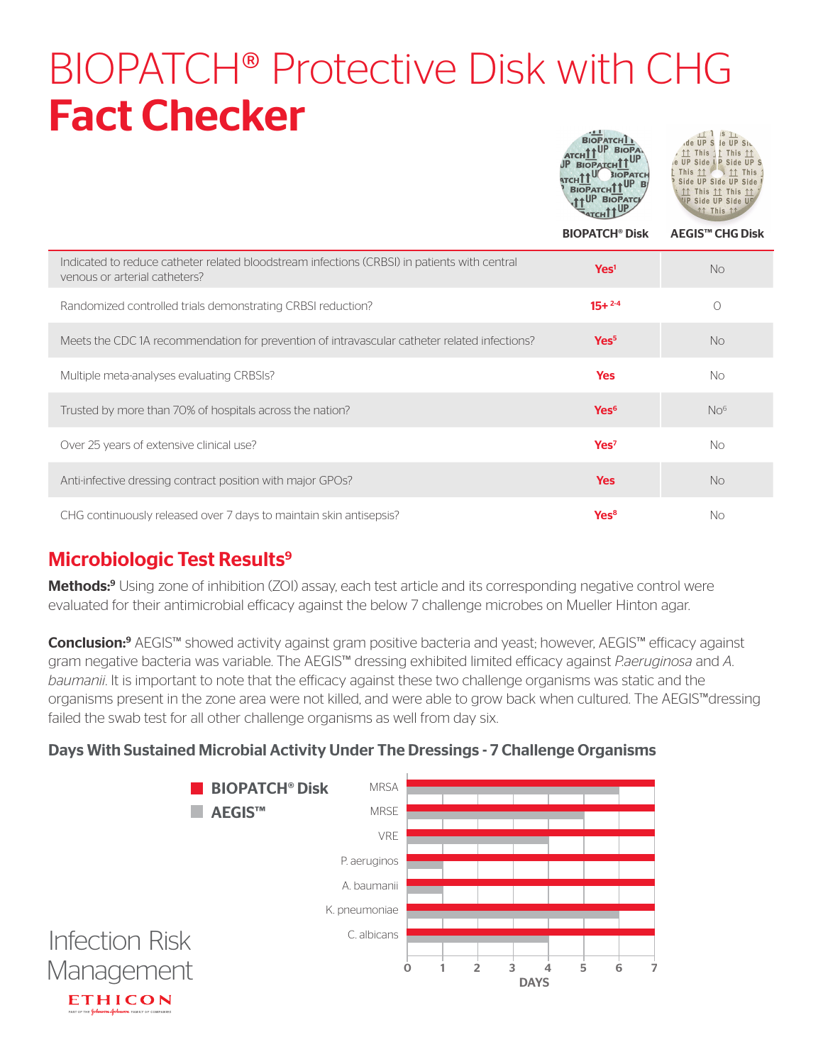# BIOPATCH® Protective Disk with CHG
# **Fact Checker**

| | BIOPATCH® Disk | AEGIS™ CHG Disk |
|---|---|---|
| Indicated to reduce catheter related bloodstream infections (CRBSI) in patients with central venous or arterial catheters? | **Yes**[1] | No |
| Randomized controlled trials demonstrating CRBSI reduction? | **15+**[2-4] | 0 |
| Meets the CDC 1A recommendation for prevention of intravascular catheter related infections? | **Yes**[5] | No |
| Multiple meta-analyses evaluating CRBSIs? | **Yes** | No |
| Trusted by more than 70% of hospitals across the nation? | **Yes**[6] | No[6] |
| Over 25 years of extensive clinical use? | **Yes**[7] | No |
| Anti-infective dressing contract position with major GPOs? | **Yes** | No |
| CHG continuously released over 7 days to maintain skin antisepsis? | **Yes**[8] | No |

## Microbiologic Test Results[9]

**Methods:**[9] Using zone of inhibition (ZOI) assay, each test article and its corresponding negative control were evaluated for their antimicrobial efficacy against the below 7 challenge microbes on Mueller Hinton agar.

**Conclusion:**[9] AEGIS™ showed activity against gram positive bacteria and yeast; however, AEGIS™ efficacy against gram negative bacteria was variable. The AEGIS™ dressing exhibited limited efficacy against *P.aeruginosa* and *A. baumanii*. It is important to note that the efficacy against these two challenge organisms was static and the organisms present in the zone area were not killed, and were able to grow back when cultured. The AEGIS™dressing failed the swab test for all other challenge organisms as well from day six.

### Days With Sustained Microbial Activity Under The Dressings - 7 Challenge Organisms

| Organism | BIOPATCH® Disk (days) | AEGIS™ (days) |
|---|---|---|
| MRSA | 7 | 6 |
| MRSE | 7 | 5 |
| VRE | 7 | 4 |
| P. aeruginos | 7 | 1 |
| A. baumanii | 7 | 1 |
| K. pneumoniae | 7 | 6 |
| C. albicans | 7 | 4 |

Infection Risk Management

ETHICON

PART OF THE Johnson & Johnson FAMILY OF COMPANIES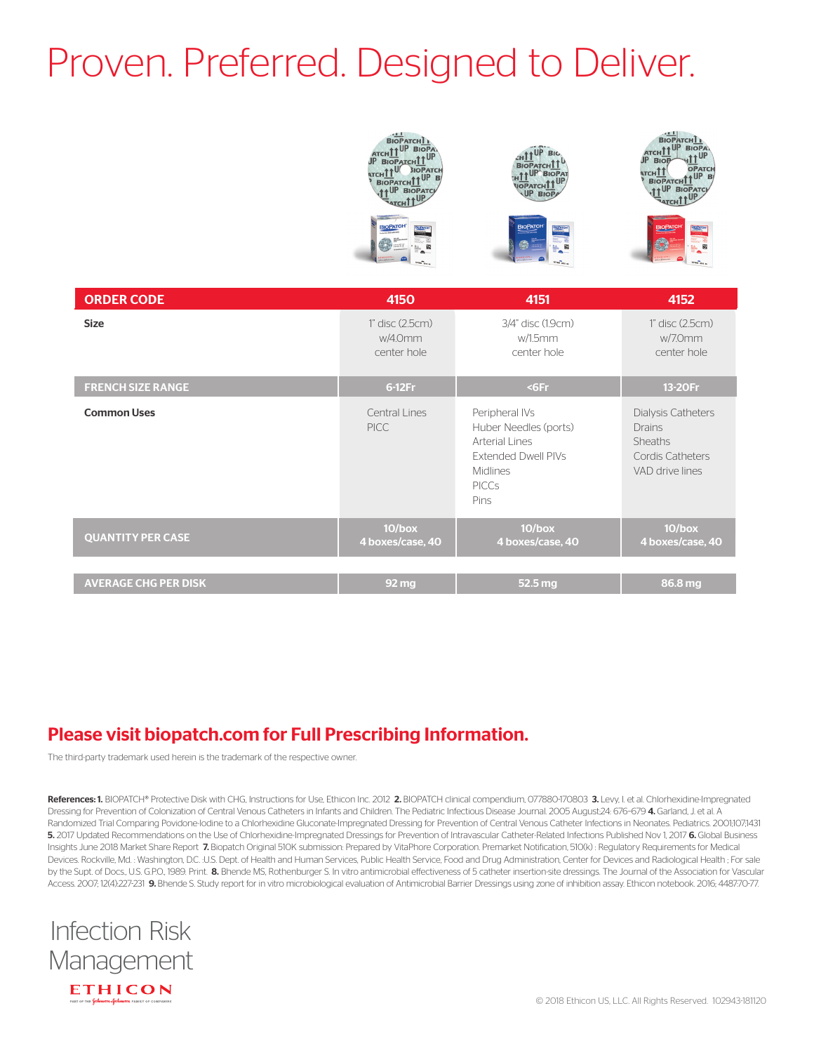# Proven. Preferred. Designed to Deliver.

| ORDER CODE | 4150 | 4151 | 4152 |
|---|---|---|---|
| **Size** | 1" disc (2.5cm) w/4.0mm center hole | 3/4" disc (1.9cm) w/1.5mm center hole | 1" disc (2.5cm) w/7.0mm center hole |
| **FRENCH SIZE RANGE** | 6-12Fr | <6Fr | 13-20Fr |
| **Common Uses** | Central Lines<br>PICC | Peripheral IVs<br>Huber Needles (ports)<br>Arterial Lines<br>Extended Dwell PIVs<br>Midlines<br>PICCs<br>Pins | Dialysis Catheters<br>Drains<br>Sheaths<br>Cordis Catheters<br>VAD drive lines |
| **QUANTITY PER CASE** | 10/box<br>4 boxes/case, 40 | 10/box<br>4 boxes/case, 40 | 10/box<br>4 boxes/case, 40 |
| **AVERAGE CHG PER DISK** | 92 mg | 52.5 mg | 86.8 mg |

**Please visit biopatch.com for Full Prescribing Information.**

The third-party trademark used herein is the trademark of the respective owner.

**References: 1.** BIOPATCH® Protective Disk with CHG, Instructions for Use, Ethicon Inc. 2012 **2.** BIOPATCH clinical compendium, 077880-170803 **3.** Levy, I. et al. Chlorhexidine-Impregnated Dressing for Prevention of Colonization of Central Venous Catheters in Infants and Children. The Pediatric Infectious Disease Journal. 2005 August;24: 676-679 **4.** Garland, J. et al. A Randomized Trial Comparing Povidone-Iodine to a Chlorhexidine Gluconate-Impregnated Dressing for Prevention of Central Venous Catheter Infections in Neonates. Pediatrics. 2001;107:1431 **5.** 2017 Updated Recommendations on the Use of Chlorhexidine-Impregnated Dressings for Prevention of Intravascular Catheter-Related Infections Published Nov 1, 2017 **6.** Global Business Insights June 2018 Market Share Report **7.** Biopatch Original 510K submission: Prepared by VitaPhore Corporation. Premarket Notification, 510(k) : Regulatory Requirements for Medical Devices. Rockville, Md. : Washington, D.C. :U.S. Dept. of Health and Human Services, Public Health Service, Food and Drug Administration, Center for Devices and Radiological Health ; For sale by the Supt. of Docs., U.S. G.P.O., 1989. Print. **8.** Bhende MS, Rothenburger S. In vitro antimicrobial effectiveness of 5 catheter insertion-site dressings. The Journal of the Association for Vascular Access. 2007; 12(4):227-231 **9.** Bhende S. Study report for in vitro microbiological evaluation of Antimicrobial Barrier Dressings using zone of inhibition assay. Ethicon notebook. 2016; 4487:70-77.

Infection Risk Management

ETHICON

PART OF THE Johnson & Johnson FAMILY OF COMPANIES

© 2018 Ethicon US, LLC. All Rights Reserved. 102943-181120